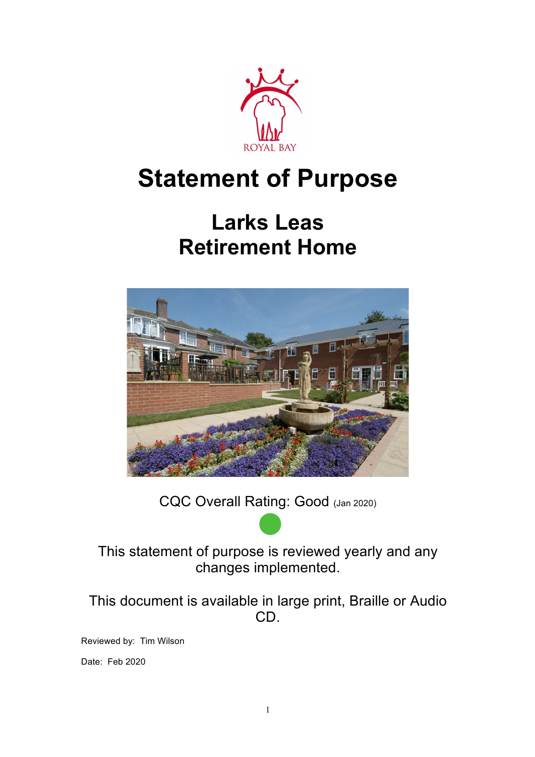ROYAL BAY

# Statement of Purpose

## Larks Leas Retirement Home

CQC Overall Rating: Good (Jan 2020)

This statement of purpose is reviewed yearly and any changes implemented.

This document is available in large print, Braille or Audio CD.

Reviewed by: Tim Wilson

Date: Feb 2020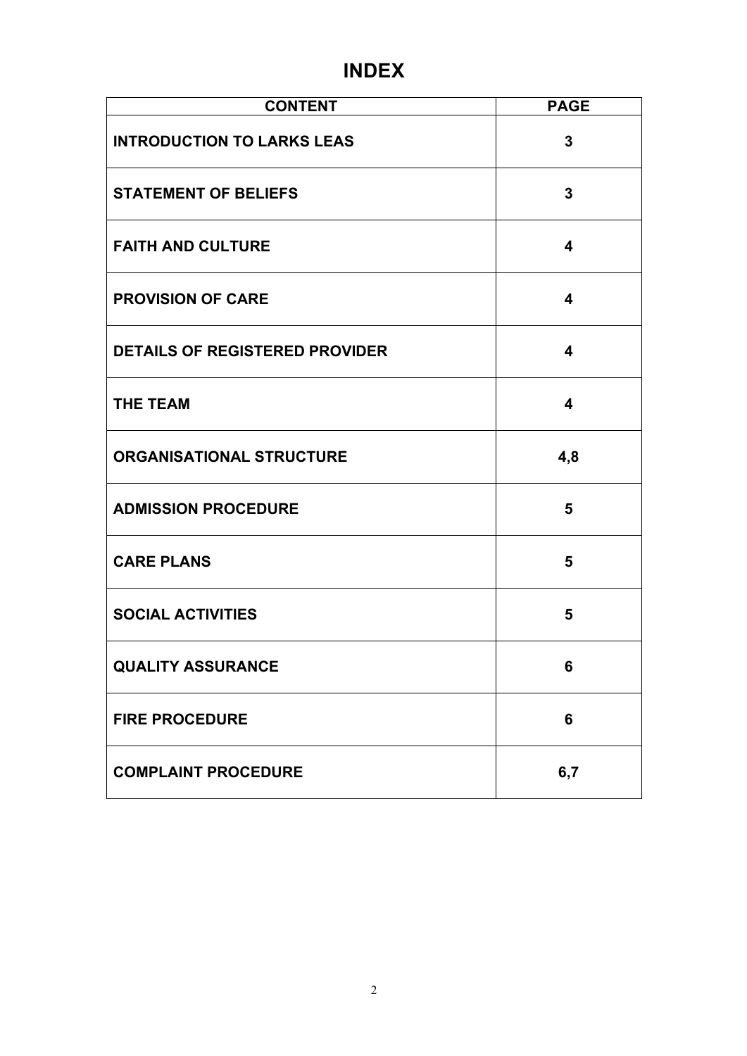# INDEX

| CONTENT | PAGE |
|---|---|
| **INTRODUCTION TO LARKS LEAS** | **3** |
| **STATEMENT OF BELIEFS** | **3** |
| **FAITH AND CULTURE** | **4** |
| **PROVISION OF CARE** | **4** |
| **DETAILS OF REGISTERED PROVIDER** | **4** |
| **THE TEAM** | **4** |
| **ORGANISATIONAL STRUCTURE** | **4,8** |
| **ADMISSION PROCEDURE** | **5** |
| **CARE PLANS** | **5** |
| **SOCIAL ACTIVITIES** | **5** |
| **QUALITY ASSURANCE** | **6** |
| **FIRE PROCEDURE** | **6** |
| **COMPLAINT PROCEDURE** | **6,7** |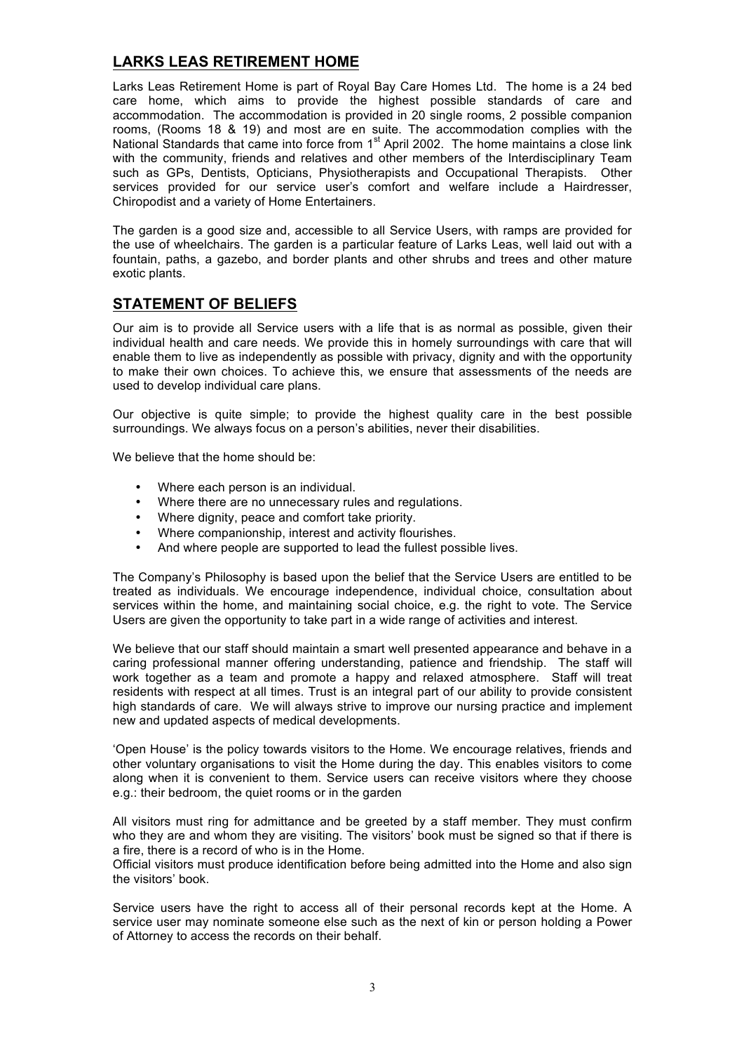## LARKS LEAS RETIREMENT HOME

Larks Leas Retirement Home is part of Royal Bay Care Homes Ltd. The home is a 24 bed care home, which aims to provide the highest possible standards of care and accommodation. The accommodation is provided in 20 single rooms, 2 possible companion rooms, (Rooms 18 & 19) and most are en suite. The accommodation complies with the National Standards that came into force from 1st April 2002. The home maintains a close link with the community, friends and relatives and other members of the Interdisciplinary Team such as GPs, Dentists, Opticians, Physiotherapists and Occupational Therapists. Other services provided for our service user's comfort and welfare include a Hairdresser, Chiropodist and a variety of Home Entertainers.

The garden is a good size and, accessible to all Service Users, with ramps are provided for the use of wheelchairs. The garden is a particular feature of Larks Leas, well laid out with a fountain, paths, a gazebo, and border plants and other shrubs and trees and other mature exotic plants.

## STATEMENT OF BELIEFS

Our aim is to provide all Service users with a life that is as normal as possible, given their individual health and care needs. We provide this in homely surroundings with care that will enable them to live as independently as possible with privacy, dignity and with the opportunity to make their own choices. To achieve this, we ensure that assessments of the needs are used to develop individual care plans.

Our objective is quite simple; to provide the highest quality care in the best possible surroundings. We always focus on a person's abilities, never their disabilities.

We believe that the home should be:

- Where each person is an individual.
- Where there are no unnecessary rules and regulations.
- Where dignity, peace and comfort take priority.
- Where companionship, interest and activity flourishes.
- And where people are supported to lead the fullest possible lives.

The Company's Philosophy is based upon the belief that the Service Users are entitled to be treated as individuals. We encourage independence, individual choice, consultation about services within the home, and maintaining social choice, e.g. the right to vote. The Service Users are given the opportunity to take part in a wide range of activities and interest.

We believe that our staff should maintain a smart well presented appearance and behave in a caring professional manner offering understanding, patience and friendship. The staff will work together as a team and promote a happy and relaxed atmosphere. Staff will treat residents with respect at all times. Trust is an integral part of our ability to provide consistent high standards of care. We will always strive to improve our nursing practice and implement new and updated aspects of medical developments.

'Open House' is the policy towards visitors to the Home. We encourage relatives, friends and other voluntary organisations to visit the Home during the day. This enables visitors to come along when it is convenient to them. Service users can receive visitors where they choose e.g.: their bedroom, the quiet rooms or in the garden

All visitors must ring for admittance and be greeted by a staff member. They must confirm who they are and whom they are visiting. The visitors' book must be signed so that if there is a fire, there is a record of who is in the Home.
Official visitors must produce identification before being admitted into the Home and also sign the visitors' book.

Service users have the right to access all of their personal records kept at the Home. A service user may nominate someone else such as the next of kin or person holding a Power of Attorney to access the records on their behalf.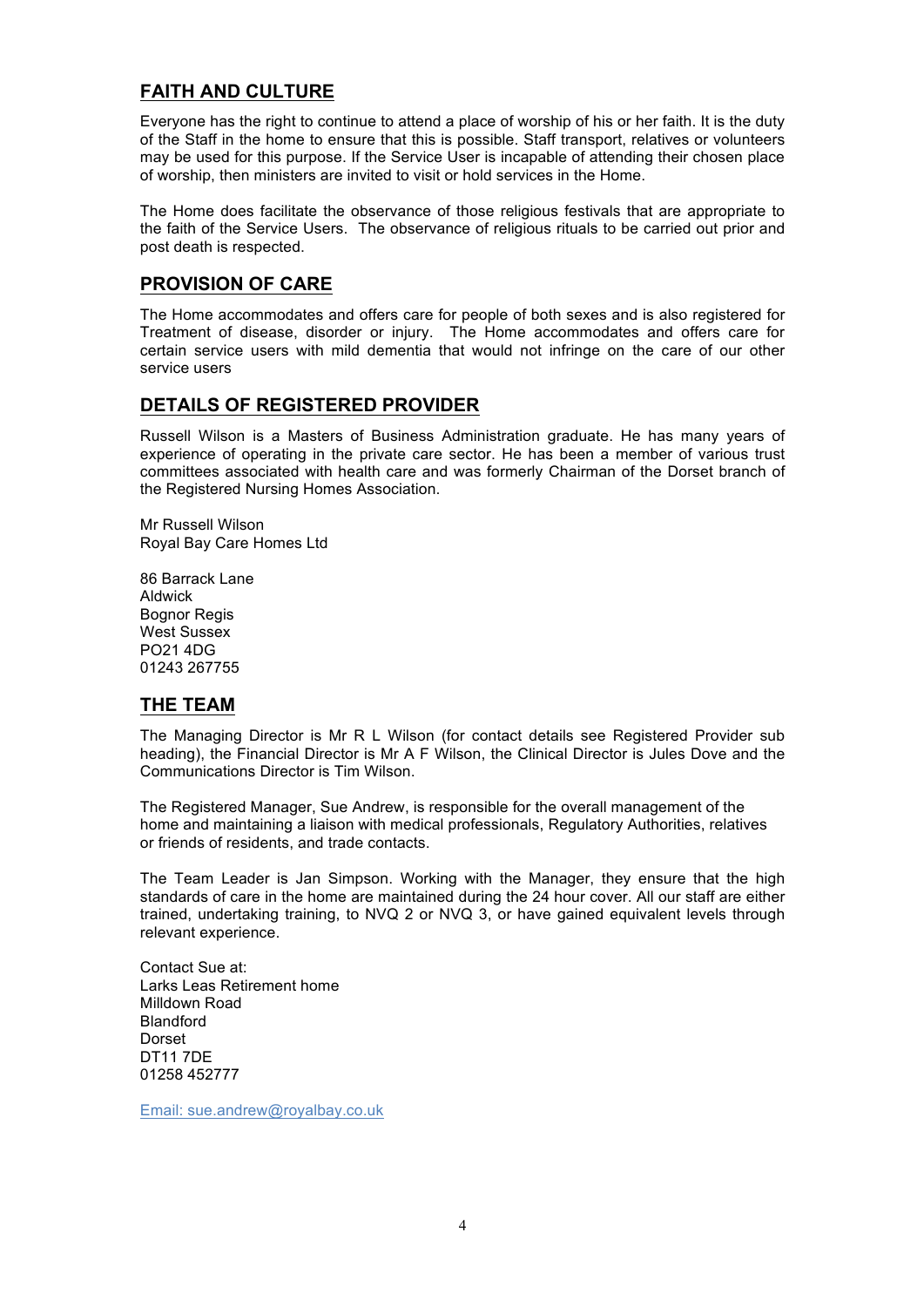## FAITH AND CULTURE

Everyone has the right to continue to attend a place of worship of his or her faith. It is the duty of the Staff in the home to ensure that this is possible. Staff transport, relatives or volunteers may be used for this purpose. If the Service User is incapable of attending their chosen place of worship, then ministers are invited to visit or hold services in the Home.

The Home does facilitate the observance of those religious festivals that are appropriate to the faith of the Service Users. The observance of religious rituals to be carried out prior and post death is respected.

## PROVISION OF CARE

The Home accommodates and offers care for people of both sexes and is also registered for Treatment of disease, disorder or injury. The Home accommodates and offers care for certain service users with mild dementia that would not infringe on the care of our other service users

## DETAILS OF REGISTERED PROVIDER

Russell Wilson is a Masters of Business Administration graduate. He has many years of experience of operating in the private care sector. He has been a member of various trust committees associated with health care and was formerly Chairman of the Dorset branch of the Registered Nursing Homes Association.

Mr Russell Wilson
Royal Bay Care Homes Ltd

86 Barrack Lane
Aldwick
Bognor Regis
West Sussex
PO21 4DG
01243 267755

## THE TEAM

The Managing Director is Mr R L Wilson (for contact details see Registered Provider sub heading), the Financial Director is Mr A F Wilson, the Clinical Director is Jules Dove and the Communications Director is Tim Wilson.

The Registered Manager, Sue Andrew, is responsible for the overall management of the home and maintaining a liaison with medical professionals, Regulatory Authorities, relatives or friends of residents, and trade contacts.

The Team Leader is Jan Simpson. Working with the Manager, they ensure that the high standards of care in the home are maintained during the 24 hour cover. All our staff are either trained, undertaking training, to NVQ 2 or NVQ 3, or have gained equivalent levels through relevant experience.

Contact Sue at:
Larks Leas Retirement home
Milldown Road
Blandford
Dorset
DT11 7DE
01258 452777

Email: sue.andrew@royalbay.co.uk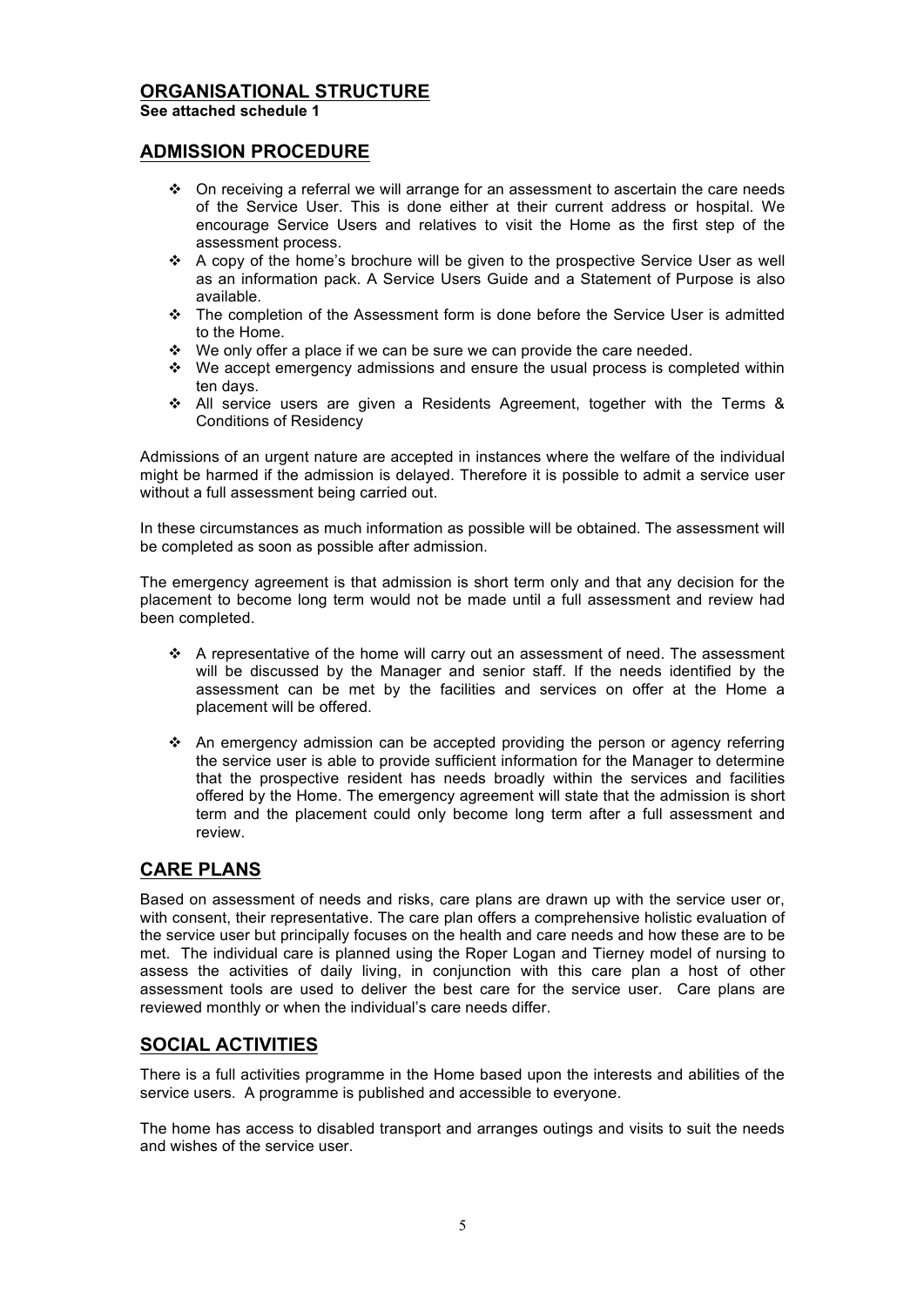## ORGANISATIONAL STRUCTURE

**See attached schedule 1**

## ADMISSION PROCEDURE

- On receiving a referral we will arrange for an assessment to ascertain the care needs of the Service User. This is done either at their current address or hospital. We encourage Service Users and relatives to visit the Home as the first step of the assessment process.
- A copy of the home's brochure will be given to the prospective Service User as well as an information pack. A Service Users Guide and a Statement of Purpose is also available.
- The completion of the Assessment form is done before the Service User is admitted to the Home.
- We only offer a place if we can be sure we can provide the care needed.
- We accept emergency admissions and ensure the usual process is completed within ten days.
- All service users are given a Residents Agreement, together with the Terms & Conditions of Residency

Admissions of an urgent nature are accepted in instances where the welfare of the individual might be harmed if the admission is delayed. Therefore it is possible to admit a service user without a full assessment being carried out.

In these circumstances as much information as possible will be obtained. The assessment will be completed as soon as possible after admission.

The emergency agreement is that admission is short term only and that any decision for the placement to become long term would not be made until a full assessment and review had been completed.

- A representative of the home will carry out an assessment of need. The assessment will be discussed by the Manager and senior staff. If the needs identified by the assessment can be met by the facilities and services on offer at the Home a placement will be offered.

- An emergency admission can be accepted providing the person or agency referring the service user is able to provide sufficient information for the Manager to determine that the prospective resident has needs broadly within the services and facilities offered by the Home. The emergency agreement will state that the admission is short term and the placement could only become long term after a full assessment and review.

## CARE PLANS

Based on assessment of needs and risks, care plans are drawn up with the service user or, with consent, their representative. The care plan offers a comprehensive holistic evaluation of the service user but principally focuses on the health and care needs and how these are to be met. The individual care is planned using the Roper Logan and Tierney model of nursing to assess the activities of daily living, in conjunction with this care plan a host of other assessment tools are used to deliver the best care for the service user. Care plans are reviewed monthly or when the individual's care needs differ.

## SOCIAL ACTIVITIES

There is a full activities programme in the Home based upon the interests and abilities of the service users. A programme is published and accessible to everyone.

The home has access to disabled transport and arranges outings and visits to suit the needs and wishes of the service user.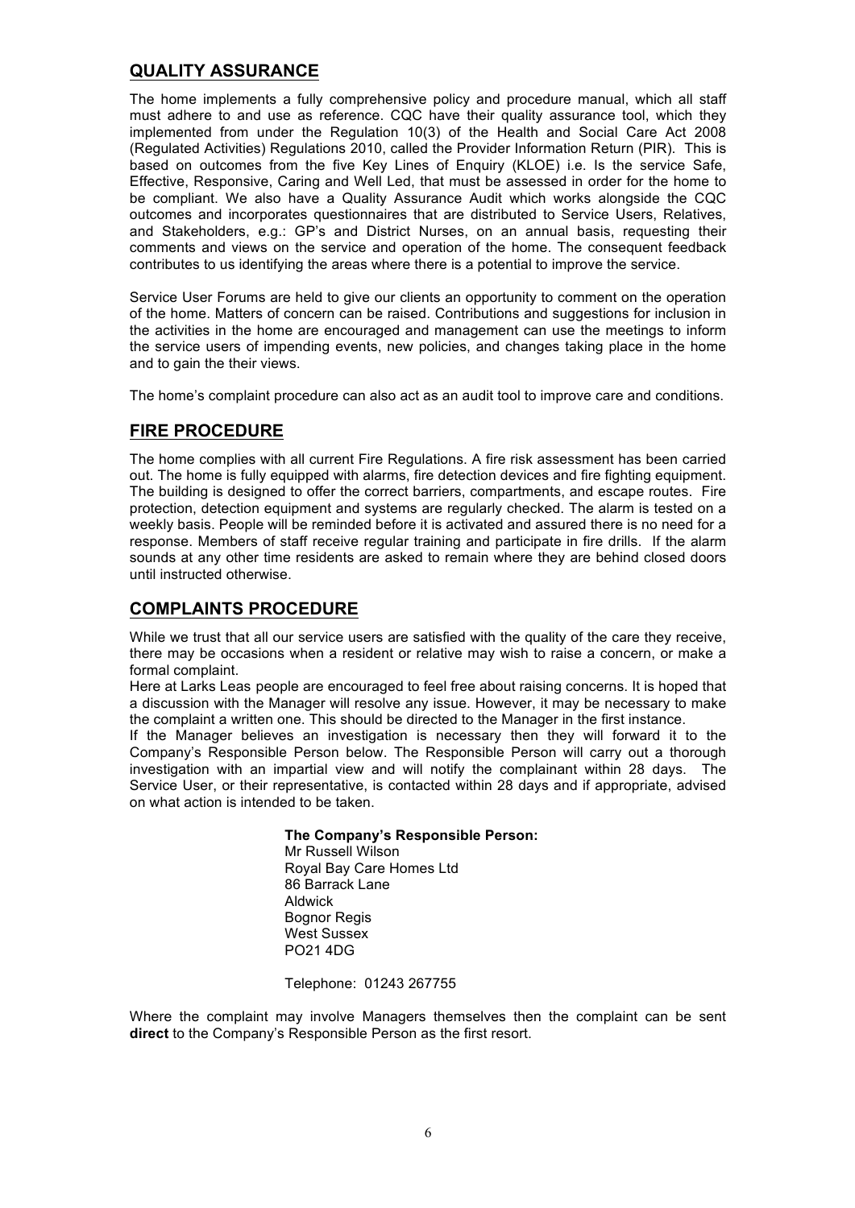## QUALITY ASSURANCE

The home implements a fully comprehensive policy and procedure manual, which all staff must adhere to and use as reference. CQC have their quality assurance tool, which they implemented from under the Regulation 10(3) of the Health and Social Care Act 2008 (Regulated Activities) Regulations 2010, called the Provider Information Return (PIR). This is based on outcomes from the five Key Lines of Enquiry (KLOE) i.e. Is the service Safe, Effective, Responsive, Caring and Well Led, that must be assessed in order for the home to be compliant. We also have a Quality Assurance Audit which works alongside the CQC outcomes and incorporates questionnaires that are distributed to Service Users, Relatives, and Stakeholders, e.g.: GP's and District Nurses, on an annual basis, requesting their comments and views on the service and operation of the home. The consequent feedback contributes to us identifying the areas where there is a potential to improve the service.

Service User Forums are held to give our clients an opportunity to comment on the operation of the home. Matters of concern can be raised. Contributions and suggestions for inclusion in the activities in the home are encouraged and management can use the meetings to inform the service users of impending events, new policies, and changes taking place in the home and to gain the their views.

The home's complaint procedure can also act as an audit tool to improve care and conditions.

## FIRE PROCEDURE

The home complies with all current Fire Regulations. A fire risk assessment has been carried out. The home is fully equipped with alarms, fire detection devices and fire fighting equipment. The building is designed to offer the correct barriers, compartments, and escape routes. Fire protection, detection equipment and systems are regularly checked. The alarm is tested on a weekly basis. People will be reminded before it is activated and assured there is no need for a response. Members of staff receive regular training and participate in fire drills. If the alarm sounds at any other time residents are asked to remain where they are behind closed doors until instructed otherwise.

## COMPLAINTS PROCEDURE

While we trust that all our service users are satisfied with the quality of the care they receive, there may be occasions when a resident or relative may wish to raise a concern, or make a formal complaint.

Here at Larks Leas people are encouraged to feel free about raising concerns. It is hoped that a discussion with the Manager will resolve any issue. However, it may be necessary to make the complaint a written one. This should be directed to the Manager in the first instance.

If the Manager believes an investigation is necessary then they will forward it to the Company's Responsible Person below. The Responsible Person will carry out a thorough investigation with an impartial view and will notify the complainant within 28 days. The Service User, or their representative, is contacted within 28 days and if appropriate, advised on what action is intended to be taken.

**The Company's Responsible Person:**
Mr Russell Wilson
Royal Bay Care Homes Ltd
86 Barrack Lane
Aldwick
Bognor Regis
West Sussex
PO21 4DG

Telephone: 01243 267755

Where the complaint may involve Managers themselves then the complaint can be sent **direct** to the Company's Responsible Person as the first resort.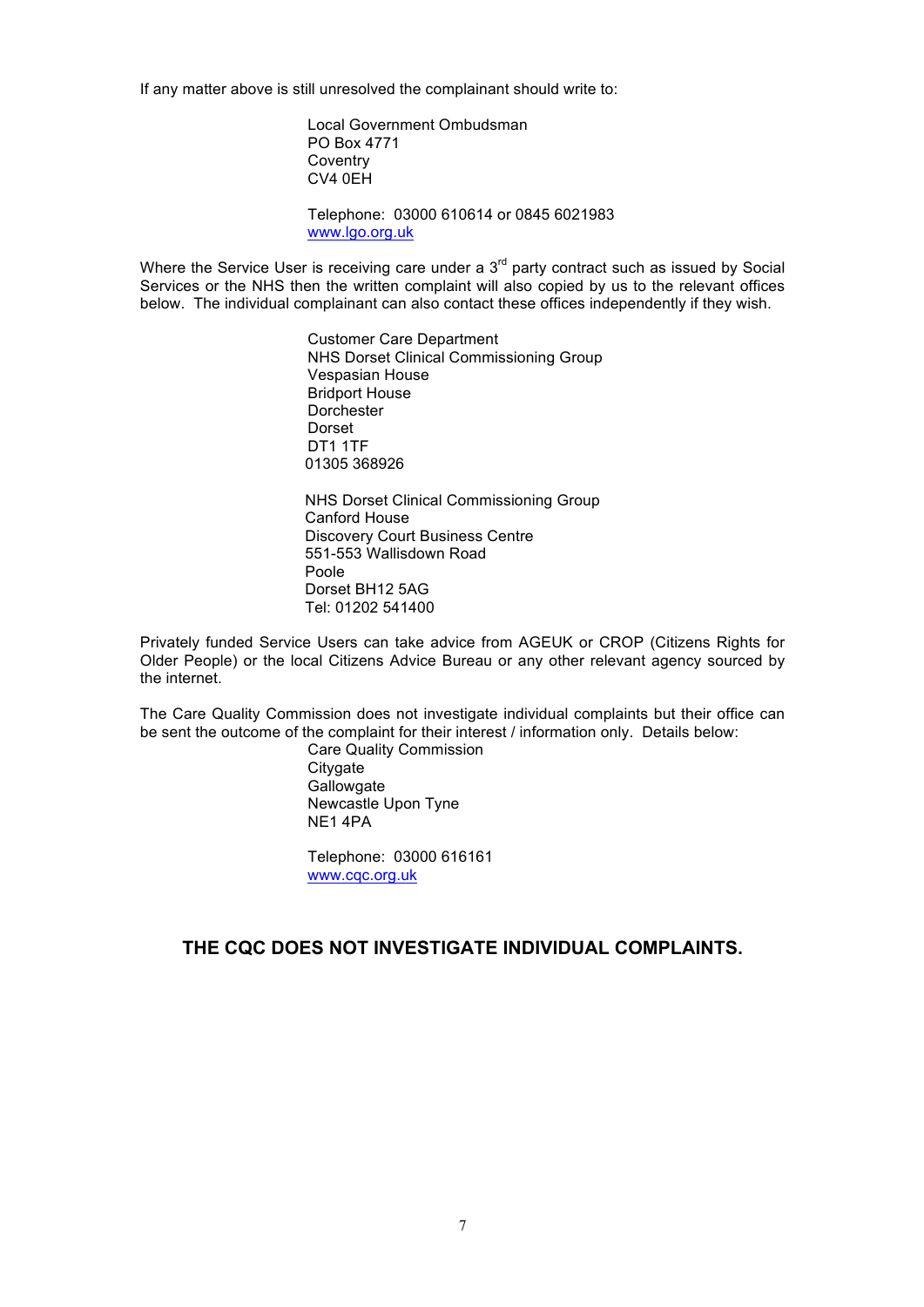If any matter above is still unresolved the complainant should write to:

Local Government Ombudsman  
PO Box 4771  
Coventry  
CV4 0EH

Telephone: 03000 610614 or 0845 6021983  
www.lgo.org.uk

Where the Service User is receiving care under a 3rd party contract such as issued by Social Services or the NHS then the written complaint will also copied by us to the relevant offices below. The individual complainant can also contact these offices independently if they wish.

Customer Care Department  
NHS Dorset Clinical Commissioning Group  
Vespasian House  
Bridport House  
Dorchester  
Dorset  
DT1 1TF  
01305 368926

NHS Dorset Clinical Commissioning Group  
Canford House  
Discovery Court Business Centre  
551-553 Wallisdown Road  
Poole  
Dorset BH12 5AG  
Tel: 01202 541400

Privately funded Service Users can take advice from AGEUK or CROP (Citizens Rights for Older People) or the local Citizens Advice Bureau or any other relevant agency sourced by the internet.

The Care Quality Commission does not investigate individual complaints but their office can be sent the outcome of the complaint for their interest / information only. Details below:

Care Quality Commission  
Citygate  
Gallowgate  
Newcastle Upon Tyne  
NE1 4PA

Telephone: 03000 616161  
www.cqc.org.uk

**THE CQC DOES NOT INVESTIGATE INDIVIDUAL COMPLAINTS.**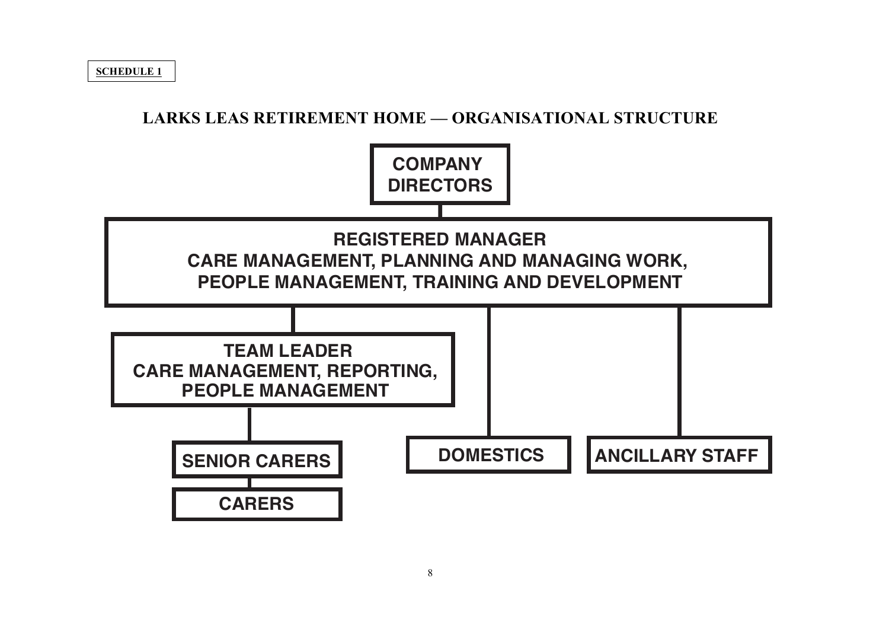**SCHEDULE 1**

## LARKS LEAS RETIREMENT HOME — ORGANISATIONAL STRUCTURE

COMPANY DIRECTORS

REGISTERED MANAGER
CARE MANAGEMENT, PLANNING AND MANAGING WORK,
PEOPLE MANAGEMENT, TRAINING AND DEVELOPMENT

TEAM LEADER
CARE MANAGEMENT, REPORTING,
PEOPLE MANAGEMENT

SENIOR CARERS

CARERS

DOMESTICS

ANCILLARY STAFF